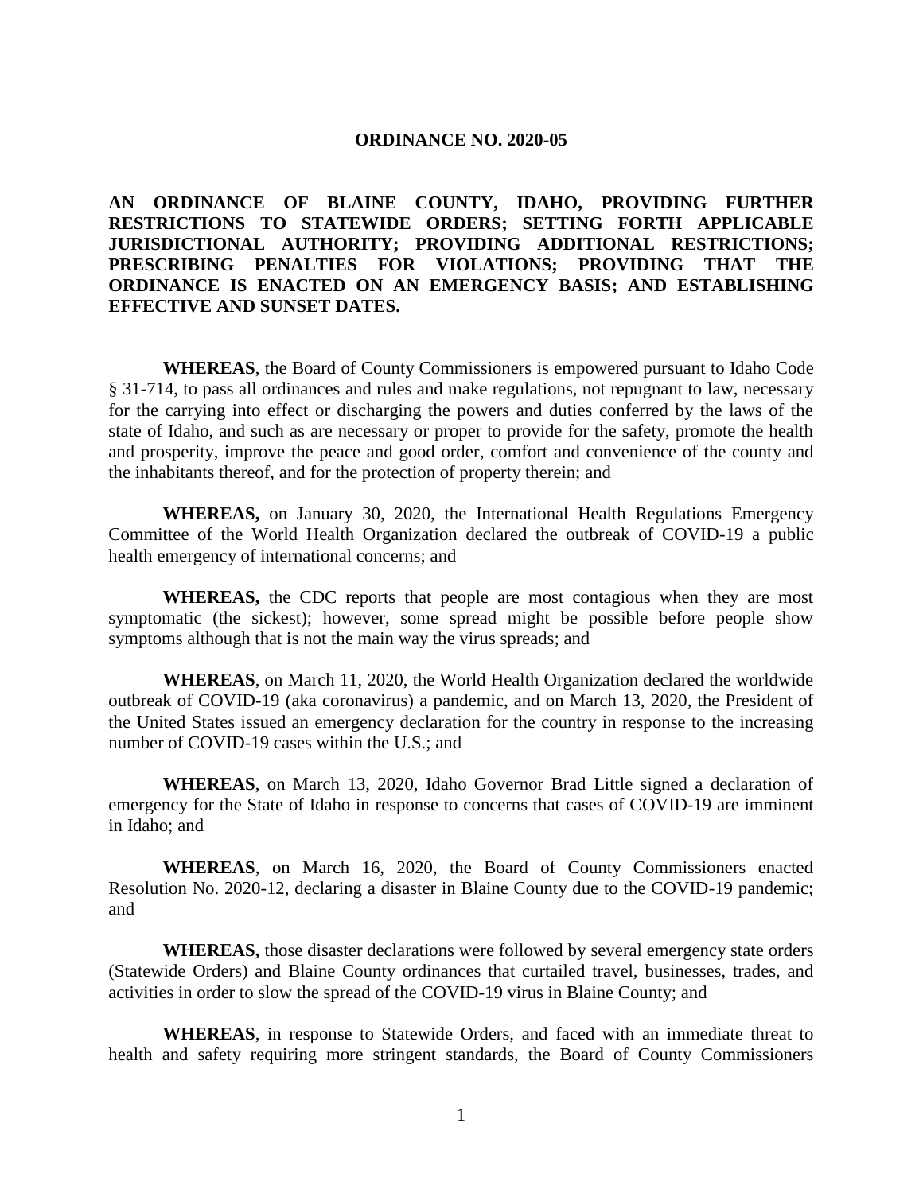# ORDINANCE NO. 2020-05

## AN ORDINANCE OF BLAINE COUNTY, IDAHO, PROVIDING FURTHER RESTRICTIONS TO STATEWIDE ORDERS; SETTING FORTH APPLICABLE JURISDICTIONAL AUTHORITY; PROVIDING ADDITIONAL RESTRICTIONS; PRESCRIBING PENALTIES FOR VIOLATIONS; PROVIDING THAT THE ORDINANCE IS ENACTED ON AN EMERGENCY BASIS; AND ESTABLISHING EFFECTIVE AND SUNSET DATES.

**WHEREAS**, the Board of County Commissioners is empowered pursuant to Idaho Code § 31-714, to pass all ordinances and rules and make regulations, not repugnant to law, necessary for the carrying into effect or discharging the powers and duties conferred by the laws of the state of Idaho, and such as are necessary or proper to provide for the safety, promote the health and prosperity, improve the peace and good order, comfort and convenience of the county and the inhabitants thereof, and for the protection of property therein; and

**WHEREAS,** on January 30, 2020, the International Health Regulations Emergency Committee of the World Health Organization declared the outbreak of COVID-19 a public health emergency of international concerns; and

**WHEREAS,** the CDC reports that people are most contagious when they are most symptomatic (the sickest); however, some spread might be possible before people show symptoms although that is not the main way the virus spreads; and

**WHEREAS**, on March 11, 2020, the World Health Organization declared the worldwide outbreak of COVID-19 (aka coronavirus) a pandemic, and on March 13, 2020, the President of the United States issued an emergency declaration for the country in response to the increasing number of COVID-19 cases within the U.S.; and

**WHEREAS**, on March 13, 2020, Idaho Governor Brad Little signed a declaration of emergency for the State of Idaho in response to concerns that cases of COVID-19 are imminent in Idaho; and

**WHEREAS**, on March 16, 2020, the Board of County Commissioners enacted Resolution No. 2020-12, declaring a disaster in Blaine County due to the COVID-19 pandemic; and

**WHEREAS,** those disaster declarations were followed by several emergency state orders (Statewide Orders) and Blaine County ordinances that curtailed travel, businesses, trades, and activities in order to slow the spread of the COVID-19 virus in Blaine County; and

**WHEREAS**, in response to Statewide Orders, and faced with an immediate threat to health and safety requiring more stringent standards, the Board of County Commissioners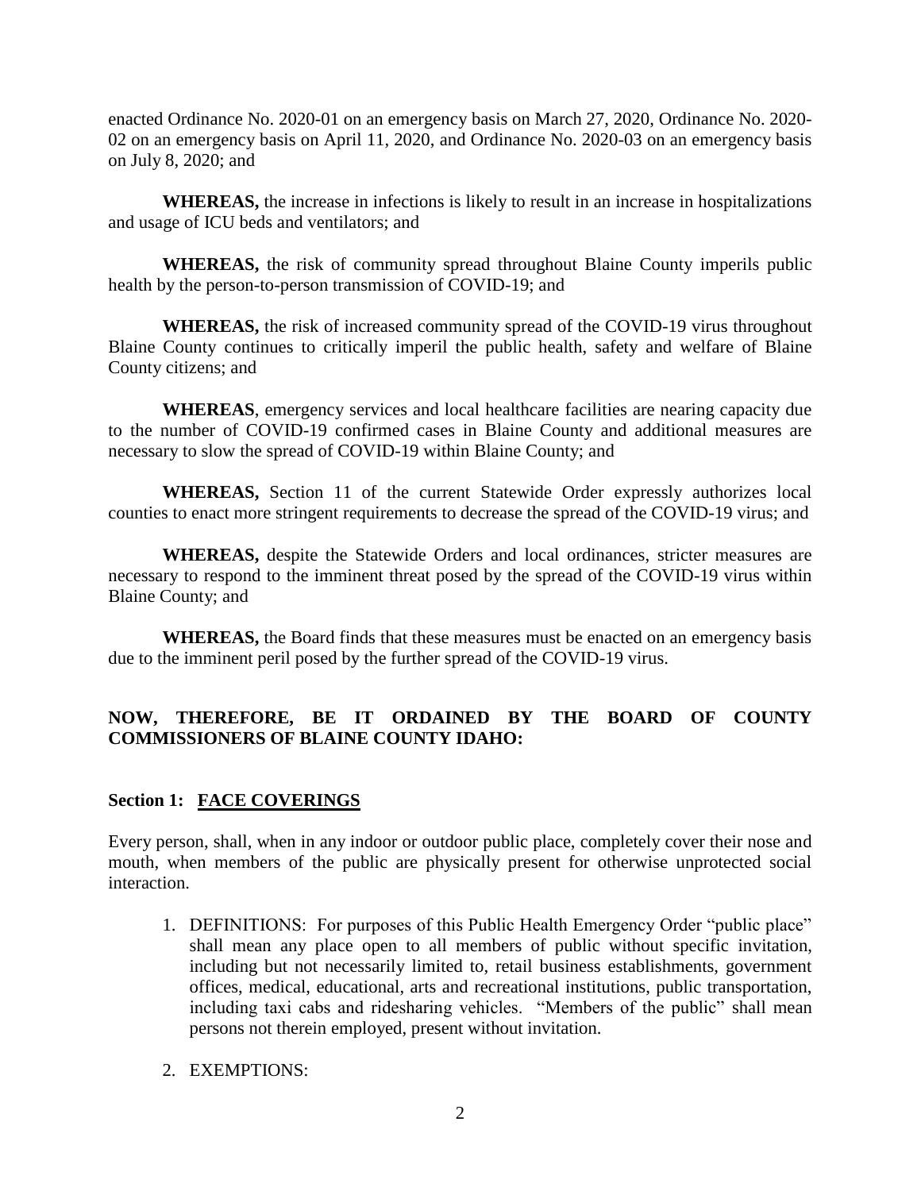enacted Ordinance No. 2020-01 on an emergency basis on March 27, 2020, Ordinance No. 2020-02 on an emergency basis on April 11, 2020, and Ordinance No. 2020-03 on an emergency basis on July 8, 2020; and

**WHEREAS,** the increase in infections is likely to result in an increase in hospitalizations and usage of ICU beds and ventilators; and

**WHEREAS,** the risk of community spread throughout Blaine County imperils public health by the person-to-person transmission of COVID-19; and

**WHEREAS,** the risk of increased community spread of the COVID-19 virus throughout Blaine County continues to critically imperil the public health, safety and welfare of Blaine County citizens; and

**WHEREAS**, emergency services and local healthcare facilities are nearing capacity due to the number of COVID-19 confirmed cases in Blaine County and additional measures are necessary to slow the spread of COVID-19 within Blaine County; and

**WHEREAS,** Section 11 of the current Statewide Order expressly authorizes local counties to enact more stringent requirements to decrease the spread of the COVID-19 virus; and

**WHEREAS,** despite the Statewide Orders and local ordinances, stricter measures are necessary to respond to the imminent threat posed by the spread of the COVID-19 virus within Blaine County; and

**WHEREAS,** the Board finds that these measures must be enacted on an emergency basis due to the imminent peril posed by the further spread of the COVID-19 virus.

**NOW, THEREFORE, BE IT ORDAINED BY THE BOARD OF COUNTY COMMISSIONERS OF BLAINE COUNTY IDAHO:**

**Section 1: <u>FACE COVERINGS</u>**

Every person, shall, when in any indoor or outdoor public place, completely cover their nose and mouth, when members of the public are physically present for otherwise unprotected social interaction.

1. DEFINITIONS: For purposes of this Public Health Emergency Order "public place" shall mean any place open to all members of public without specific invitation, including but not necessarily limited to, retail business establishments, government offices, medical, educational, arts and recreational institutions, public transportation, including taxi cabs and ridesharing vehicles. "Members of the public" shall mean persons not therein employed, present without invitation.

2. EXEMPTIONS: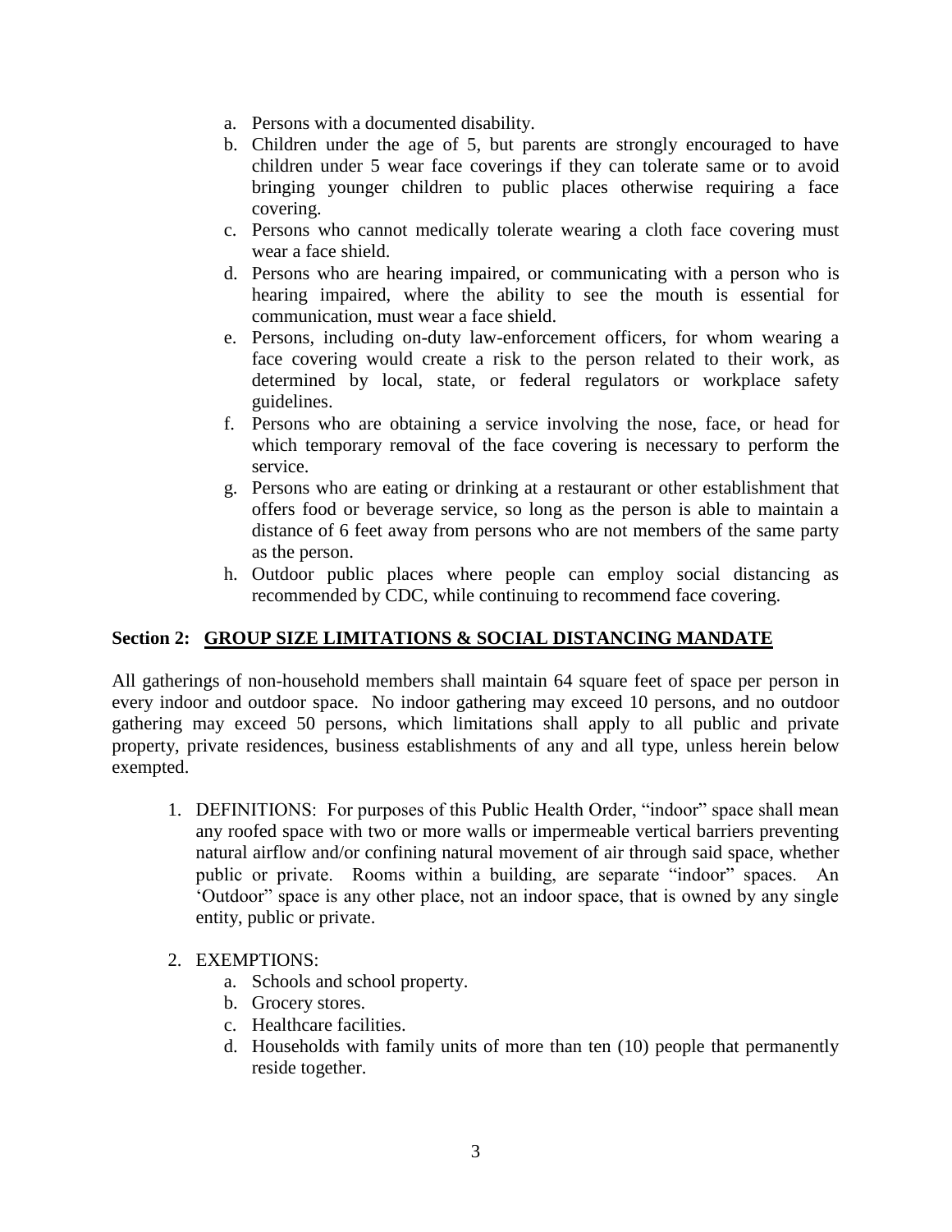a. Persons with a documented disability.
b. Children under the age of 5, but parents are strongly encouraged to have children under 5 wear face coverings if they can tolerate same or to avoid bringing younger children to public places otherwise requiring a face covering.
c. Persons who cannot medically tolerate wearing a cloth face covering must wear a face shield.
d. Persons who are hearing impaired, or communicating with a person who is hearing impaired, where the ability to see the mouth is essential for communication, must wear a face shield.
e. Persons, including on-duty law-enforcement officers, for whom wearing a face covering would create a risk to the person related to their work, as determined by local, state, or federal regulators or workplace safety guidelines.
f. Persons who are obtaining a service involving the nose, face, or head for which temporary removal of the face covering is necessary to perform the service.
g. Persons who are eating or drinking at a restaurant or other establishment that offers food or beverage service, so long as the person is able to maintain a distance of 6 feet away from persons who are not members of the same party as the person.
h. Outdoor public places where people can employ social distancing as recommended by CDC, while continuing to recommend face covering.

**Section 2: <u>GROUP SIZE LIMITATIONS & SOCIAL DISTANCING MANDATE</u>**

All gatherings of non-household members shall maintain 64 square feet of space per person in every indoor and outdoor space. No indoor gathering may exceed 10 persons, and no outdoor gathering may exceed 50 persons, which limitations shall apply to all public and private property, private residences, business establishments of any and all type, unless herein below exempted.

1. DEFINITIONS: For purposes of this Public Health Order, "indoor" space shall mean any roofed space with two or more walls or impermeable vertical barriers preventing natural airflow and/or confining natural movement of air through said space, whether public or private. Rooms within a building, are separate "indoor" spaces. An 'Outdoor" space is any other place, not an indoor space, that is owned by any single entity, public or private.

2. EXEMPTIONS:
   a. Schools and school property.
   b. Grocery stores.
   c. Healthcare facilities.
   d. Households with family units of more than ten (10) people that permanently reside together.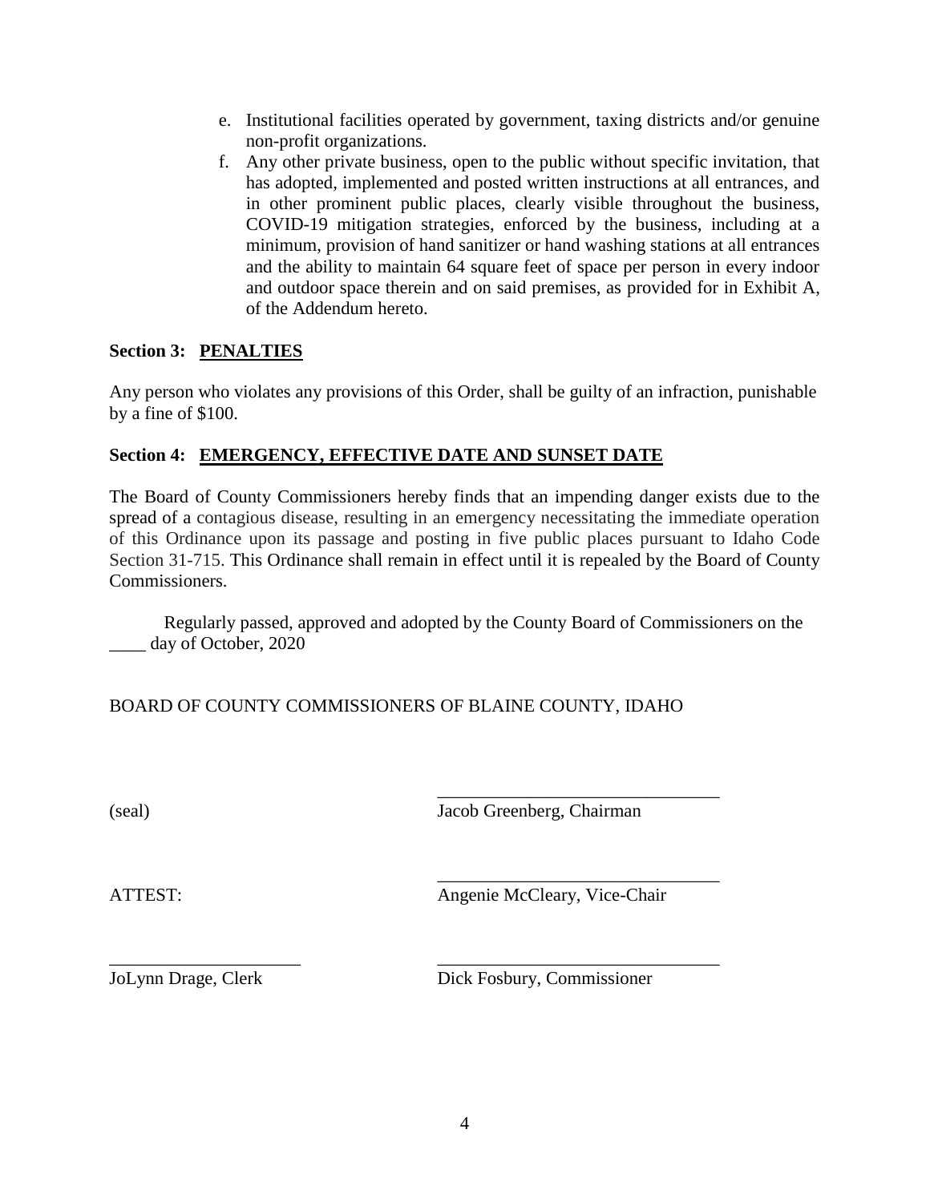e. Institutional facilities operated by government, taxing districts and/or genuine non-profit organizations.
f. Any other private business, open to the public without specific invitation, that has adopted, implemented and posted written instructions at all entrances, and in other prominent public places, clearly visible throughout the business, COVID-19 mitigation strategies, enforced by the business, including at a minimum, provision of hand sanitizer or hand washing stations at all entrances and the ability to maintain 64 square feet of space per person in every indoor and outdoor space therein and on said premises, as provided for in Exhibit A, of the Addendum hereto.

**Section 3: <u>PENALTIES</u>**

Any person who violates any provisions of this Order, shall be guilty of an infraction, punishable by a fine of $100.

**Section 4: <u>EMERGENCY, EFFECTIVE DATE AND SUNSET DATE</u>**

The Board of County Commissioners hereby finds that an impending danger exists due to the spread of a contagious disease, resulting in an emergency necessitating the immediate operation of this Ordinance upon its passage and posting in five public places pursuant to Idaho Code Section 31-715. This Ordinance shall remain in effect until it is repealed by the Board of County Commissioners.

Regularly passed, approved and adopted by the County Board of Commissioners on the ____ day of October, 2020

BOARD OF COUNTY COMMISSIONERS OF BLAINE COUNTY, IDAHO

(seal) ______________________________
Jacob Greenberg, Chairman

ATTEST: ______________________________
Angenie McCleary, Vice-Chair

____________________ ______________________________
JoLynn Drage, Clerk Dick Fosbury, Commissioner